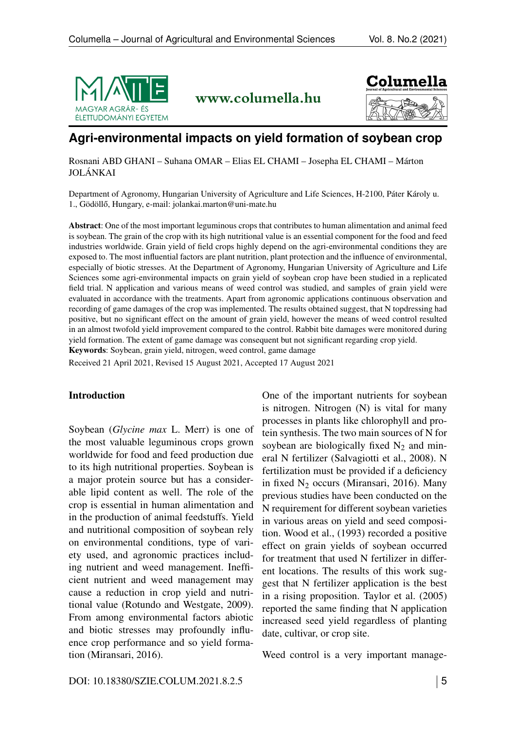# Agri-environmental impacts on yield formation of soybean crop

Rosnani ABD GHANI – Suhana OMAR – Elias EL CHAMI – Josepha EL CHAMI – Márton JOLÁNKAI

Department of Agronomy, Hungarian University of Agriculture and Life Sciences, H-2100, Páter Károly u. 1., Gödöllő, Hungary, e-mail: jolankai.marton@uni-mate.hu

**Abstract**: One of the most important leguminous crops that contributes to human alimentation and animal feed is soybean. The grain of the crop with its high nutritional value is an essential component for the food and feed industries worldwide. Grain yield of field crops highly depend on the agri-environmental conditions they are exposed to. The most influential factors are plant nutrition, plant protection and the influence of environmental, especially of biotic stresses. At the Department of Agronomy, Hungarian University of Agriculture and Life Sciences some agri-environmental impacts on grain yield of soybean crop have been studied in a replicated field trial. N application and various means of weed control was studied, and samples of grain yield were evaluated in accordance with the treatments. Apart from agronomic applications continuous observation and recording of game damages of the crop was implemented. The results obtained suggest, that N topdressing had positive, but no significant effect on the amount of grain yield, however the means of weed control resulted in an almost twofold yield improvement compared to the control. Rabbit bite damages were monitored during yield formation. The extent of game damage was consequent but not significant regarding crop yield.

**Keywords**: Soybean, grain yield, nitrogen, weed control, game damage

Received 21 April 2021, Revised 15 August 2021, Accepted 17 August 2021

## Introduction

Soybean (*Glycine max* L. Merr) is one of the most valuable leguminous crops grown worldwide for food and feed production due to its high nutritional properties. Soybean is a major protein source but has a considerable lipid content as well. The role of the crop is essential in human alimentation and in the production of animal feedstuffs. Yield and nutritional composition of soybean rely on environmental conditions, type of variety used, and agronomic practices including nutrient and weed management. Inefficient nutrient and weed management may cause a reduction in crop yield and nutritional value (Rotundo and Westgate, 2009). From among environmental factors abiotic and biotic stresses may profoundly influence crop performance and so yield formation (Miransari, 2016).

One of the important nutrients for soybean is nitrogen. Nitrogen (N) is vital for many processes in plants like chlorophyll and protein synthesis. The two main sources of N for soybean are biologically fixed $N_2$ and mineral N fertilizer (Salvagiotti et al., 2008). N fertilization must be provided if a deficiency in fixed $N_2$ occurs (Miransari, 2016). Many previous studies have been conducted on the N requirement for different soybean varieties in various areas on yield and seed composition. Wood et al., (1993) recorded a positive effect on grain yields of soybean occurred for treatment that used N fertilizer in different locations. The results of this work suggest that N fertilizer application is the best in a rising proposition. Taylor et al. (2005) reported the same finding that N application increased seed yield regardless of planting date, cultivar, or crop site.

Weed control is a very important manage-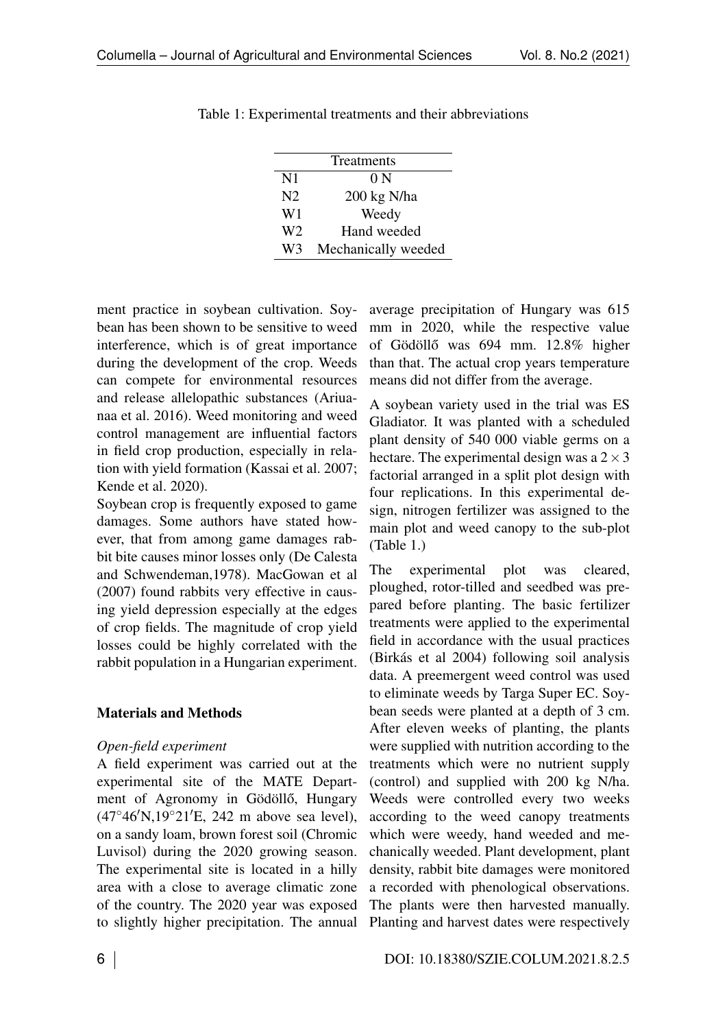Table 1: Experimental treatments and their abbreviations

| Treatments | |
|---|---|
| N1 | 0 N |
| N2 | 200 kg N/ha |
| W1 | Weedy |
| W2 | Hand weeded |
| W3 | Mechanically weeded |

ment practice in soybean cultivation. Soybean has been shown to be sensitive to weed interference, which is of great importance during the development of the crop. Weeds can compete for environmental resources and release allelopathic substances (Ariuanaa et al. 2016). Weed monitoring and weed control management are influential factors in field crop production, especially in relation with yield formation (Kassai et al. 2007; Kende et al. 2020).

Soybean crop is frequently exposed to game damages. Some authors have stated however, that from among game damages rabbit bite causes minor losses only (De Calesta and Schwendeman,1978). MacGowan et al (2007) found rabbits very effective in causing yield depression especially at the edges of crop fields. The magnitude of crop yield losses could be highly correlated with the rabbit population in a Hungarian experiment.

## Materials and Methods

### *Open-field experiment*

A field experiment was carried out at the experimental site of the MATE Department of Agronomy in Gödöllő, Hungary (47°46′N,19°21′E, 242 m above sea level), on a sandy loam, brown forest soil (Chromic Luvisol) during the 2020 growing season. The experimental site is located in a hilly area with a close to average climatic zone of the country. The 2020 year was exposed to slightly higher precipitation. The annual average precipitation of Hungary was 615 mm in 2020, while the respective value of Gödöllő was 694 mm. 12.8% higher than that. The actual crop years temperature means did not differ from the average.

A soybean variety used in the trial was ES Gladiator. It was planted with a scheduled plant density of 540 000 viable germs on a hectare. The experimental design was a $2 \times 3$ factorial arranged in a split plot design with four replications. In this experimental design, nitrogen fertilizer was assigned to the main plot and weed canopy to the sub-plot (Table 1.)

The experimental plot was cleared, ploughed, rotor-tilled and seedbed was prepared before planting. The basic fertilizer treatments were applied to the experimental field in accordance with the usual practices (Birkás et al 2004) following soil analysis data. A preemergent weed control was used to eliminate weeds by Targa Super EC. Soybean seeds were planted at a depth of 3 cm. After eleven weeks of planting, the plants were supplied with nutrition according to the treatments which were no nutrient supply (control) and supplied with 200 kg N/ha. Weeds were controlled every two weeks according to the weed canopy treatments which were weedy, hand weeded and mechanically weeded. Plant development, plant density, rabbit bite damages were monitored a recorded with phenological observations. The plants were then harvested manually. Planting and harvest dates were respectively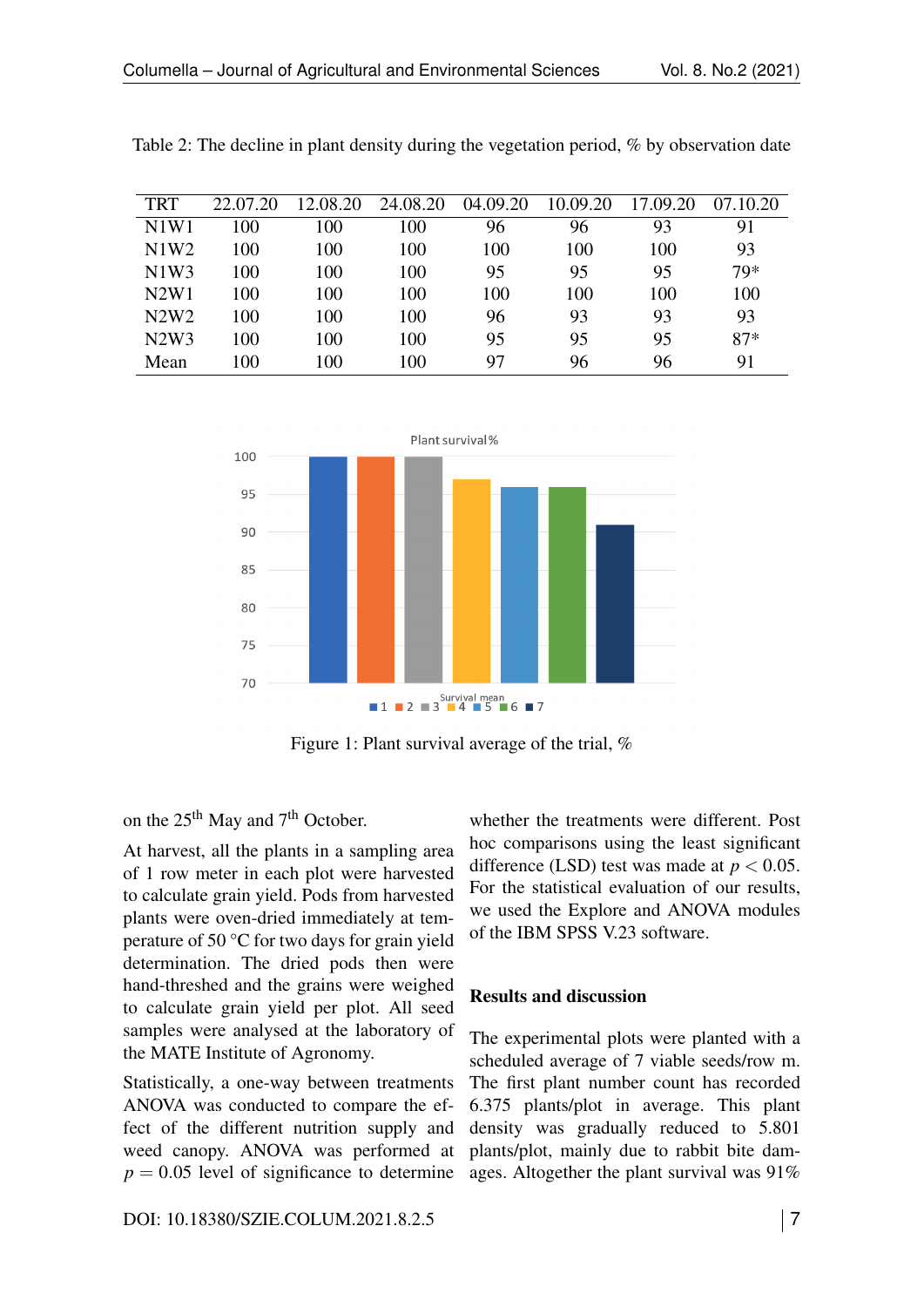Table 2: The decline in plant density during the vegetation period, % by observation date

| TRT | 22.07.20 | 12.08.20 | 24.08.20 | 04.09.20 | 10.09.20 | 17.09.20 | 07.10.20 |
|---|---|---|---|---|---|---|---|
| N1W1 | 100 | 100 | 100 | 96 | 96 | 93 | 91 |
| N1W2 | 100 | 100 | 100 | 100 | 100 | 100 | 93 |
| N1W3 | 100 | 100 | 100 | 95 | 95 | 95 | 79* |
| N2W1 | 100 | 100 | 100 | 100 | 100 | 100 | 100 |
| N2W2 | 100 | 100 | 100 | 96 | 93 | 93 | 93 |
| N2W3 | 100 | 100 | 100 | 95 | 95 | 95 | 87* |
| Mean | 100 | 100 | 100 | 97 | 96 | 96 | 91 |

Figure 1: Plant survival average of the trial, %

on the 25th May and 7th October.

At harvest, all the plants in a sampling area of 1 row meter in each plot were harvested to calculate grain yield. Pods from harvested plants were oven-dried immediately at temperature of 50 °C for two days for grain yield determination. The dried pods then were hand-threshed and the grains were weighed to calculate grain yield per plot. All seed samples were analysed at the laboratory of the MATE Institute of Agronomy.

Statistically, a one-way between treatments ANOVA was conducted to compare the effect of the different nutrition supply and weed canopy. ANOVA was performed at $p = 0.05$ level of significance to determine whether the treatments were different. Post hoc comparisons using the least significant difference (LSD) test was made at $p < 0.05$. For the statistical evaluation of our results, we used the Explore and ANOVA modules of the IBM SPSS V.23 software.

### Results and discussion

The experimental plots were planted with a scheduled average of 7 viable seeds/row m. The first plant number count has recorded 6.375 plants/plot in average. This plant density was gradually reduced to 5.801 plants/plot, mainly due to rabbit bite damages. Altogether the plant survival was 91%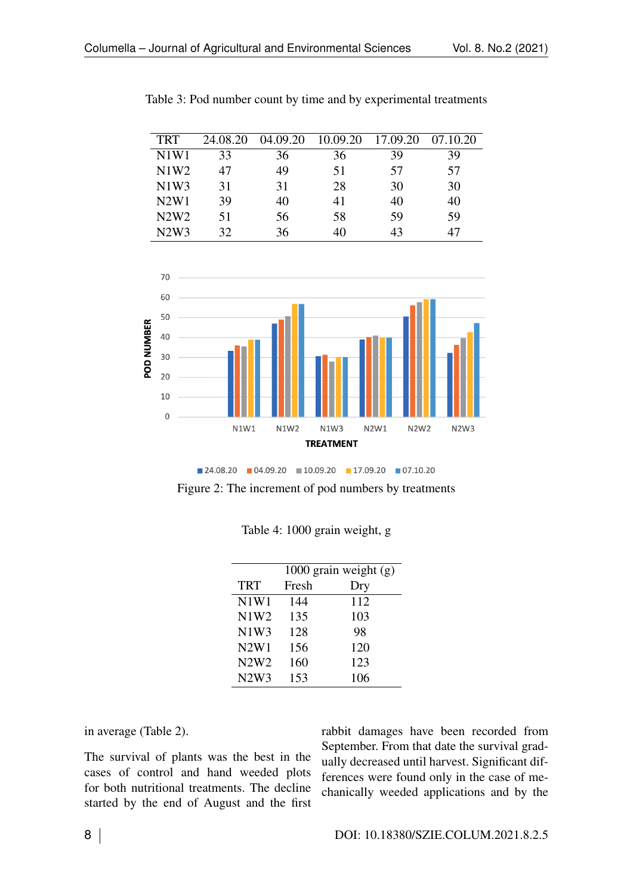Table 3: Pod number count by time and by experimental treatments

| TRT | 24.08.20 | 04.09.20 | 10.09.20 | 17.09.20 | 07.10.20 |
|---|---|---|---|---|---|
| N1W1 | 33 | 36 | 36 | 39 | 39 |
| N1W2 | 47 | 49 | 51 | 57 | 57 |
| N1W3 | 31 | 31 | 28 | 30 | 30 |
| N2W1 | 39 | 40 | 41 | 40 | 40 |
| N2W2 | 51 | 56 | 58 | 59 | 59 |
| N2W3 | 32 | 36 | 40 | 43 | 47 |

Figure 2: The increment of pod numbers by treatments

Table 4: 1000 grain weight, g

| | 1000 grain weight (g) | |
|---|---|---|
| TRT | Fresh | Dry |
| N1W1 | 144 | 112 |
| N1W2 | 135 | 103 |
| N1W3 | 128 | 98 |
| N2W1 | 156 | 120 |
| N2W2 | 160 | 123 |
| N2W3 | 153 | 106 |

in average (Table 2).

The survival of plants was the best in the cases of control and hand weeded plots for both nutritional treatments. The decline started by the end of August and the first rabbit damages have been recorded from September. From that date the survival gradually decreased until harvest. Significant differences were found only in the case of mechanically weeded applications and by the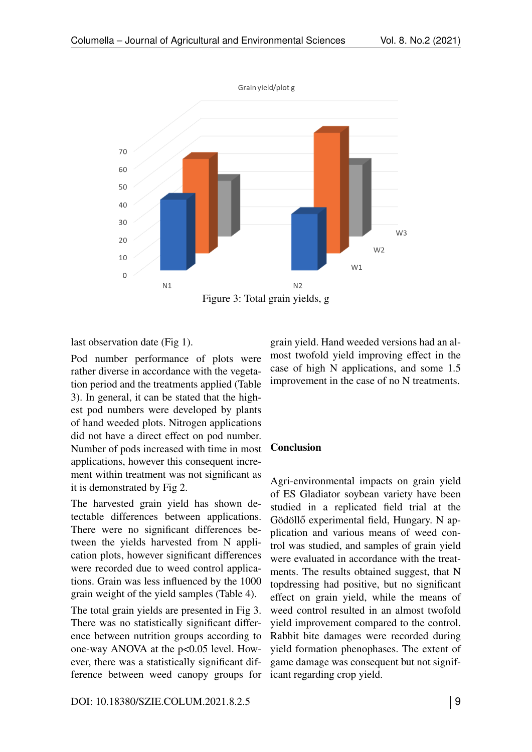Figure 3: Total grain yields, g

last observation date (Fig 1).

Pod number performance of plots were rather diverse in accordance with the vegetation period and the treatments applied (Table 3). In general, it can be stated that the highest pod numbers were developed by plants of hand weeded plots. Nitrogen applications did not have a direct effect on pod number. Number of pods increased with time in most applications, however this consequent increment within treatment was not significant as it is demonstrated by Fig 2.

The harvested grain yield has shown detectable differences between applications. There were no significant differences between the yields harvested from N application plots, however significant differences were recorded due to weed control applications. Grain was less influenced by the 1000 grain weight of the yield samples (Table 4).

The total grain yields are presented in Fig 3. There was no statistically significant difference between nutrition groups according to one-way ANOVA at the $p<0.05$ level. However, there was a statistically significant difference between weed canopy groups for grain yield. Hand weeded versions had an almost twofold yield improving effect in the case of high N applications, and some 1.5 improvement in the case of no N treatments.

## Conclusion

Agri-environmental impacts on grain yield of ES Gladiator soybean variety have been studied in a replicated field trial at the Gödöllő experimental field, Hungary. N application and various means of weed control was studied, and samples of grain yield were evaluated in accordance with the treatments. The results obtained suggest, that N topdressing had positive, but no significant effect on grain yield, while the means of weed control resulted in an almost twofold yield improvement compared to the control. Rabbit bite damages were recorded during yield formation phenophases. The extent of game damage was consequent but not significant regarding crop yield.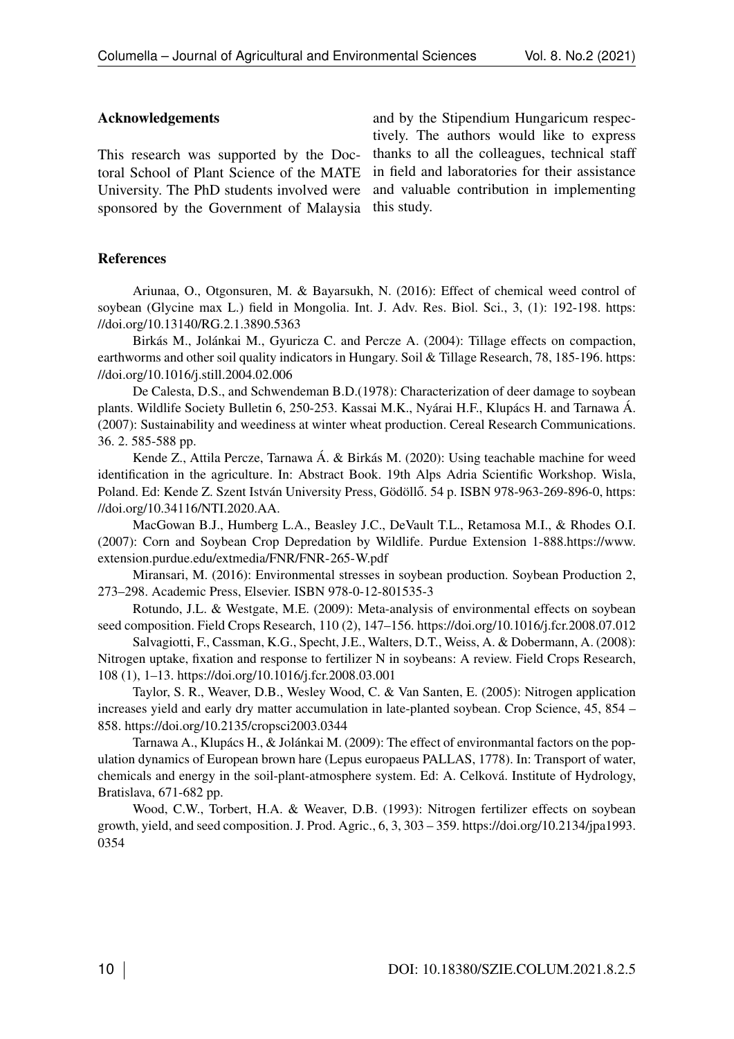## Acknowledgements

This research was supported by the Doctoral School of Plant Science of the MATE University. The PhD students involved were sponsored by the Government of Malaysia and by the Stipendium Hungaricum respectively. The authors would like to express thanks to all the colleagues, technical staff in field and laboratories for their assistance and valuable contribution in implementing this study.

## References

Ariunaa, O., Otgonsuren, M. & Bayarsukh, N. (2016): Effect of chemical weed control of soybean (Glycine max L.) field in Mongolia. Int. J. Adv. Res. Biol. Sci., 3, (1): 192-198. https://doi.org/10.13140/RG.2.1.3890.5363

Birkás M., Jolánkai M., Gyuricza C. and Percze A. (2004): Tillage effects on compaction, earthworms and other soil quality indicators in Hungary. Soil & Tillage Research, 78, 185-196. https://doi.org/10.1016/j.still.2004.02.006

De Calesta, D.S., and Schwendeman B.D.(1978): Characterization of deer damage to soybean plants. Wildlife Society Bulletin 6, 250-253. Kassai M.K., Nyárai H.F., Klupács H. and Tarnawa Á. (2007): Sustainability and weediness at winter wheat production. Cereal Research Communications. 36. 2. 585-588 pp.

Kende Z., Attila Percze, Tarnawa Á. & Birkás M. (2020): Using teachable machine for weed identification in the agriculture. In: Abstract Book. 19th Alps Adria Scientific Workshop. Wisla, Poland. Ed: Kende Z. Szent István University Press, Gödöllő. 54 p. ISBN 978-963-269-896-0, https://doi.org/10.34116/NTI.2020.AA.

MacGowan B.J., Humberg L.A., Beasley J.C., DeVault T.L., Retamosa M.I., & Rhodes O.I. (2007): Corn and Soybean Crop Depredation by Wildlife. Purdue Extension 1-888.https://www.extension.purdue.edu/extmedia/FNR/FNR-265-W.pdf

Miransari, M. (2016): Environmental stresses in soybean production. Soybean Production 2, 273–298. Academic Press, Elsevier. ISBN 978-0-12-801535-3

Rotundo, J.L. & Westgate, M.E. (2009): Meta-analysis of environmental effects on soybean seed composition. Field Crops Research, 110 (2), 147–156. https://doi.org/10.1016/j.fcr.2008.07.012

Salvagiotti, F., Cassman, K.G., Specht, J.E., Walters, D.T., Weiss, A. & Dobermann, A. (2008): Nitrogen uptake, fixation and response to fertilizer N in soybeans: A review. Field Crops Research, 108 (1), 1–13. https://doi.org/10.1016/j.fcr.2008.03.001

Taylor, S. R., Weaver, D.B., Wesley Wood, C. & Van Santen, E. (2005): Nitrogen application increases yield and early dry matter accumulation in late-planted soybean. Crop Science, 45, 854 – 858. https://doi.org/10.2135/cropsci2003.0344

Tarnawa A., Klupács H., & Jolánkai M. (2009): The effect of environmantal factors on the population dynamics of European brown hare (Lepus europaeus PALLAS, 1778). In: Transport of water, chemicals and energy in the soil-plant-atmosphere system. Ed: A. Celková. Institute of Hydrology, Bratislava, 671-682 pp.

Wood, C.W., Torbert, H.A. & Weaver, D.B. (1993): Nitrogen fertilizer effects on soybean growth, yield, and seed composition. J. Prod. Agric., 6, 3, 303 – 359. https://doi.org/10.2134/jpa1993.0354